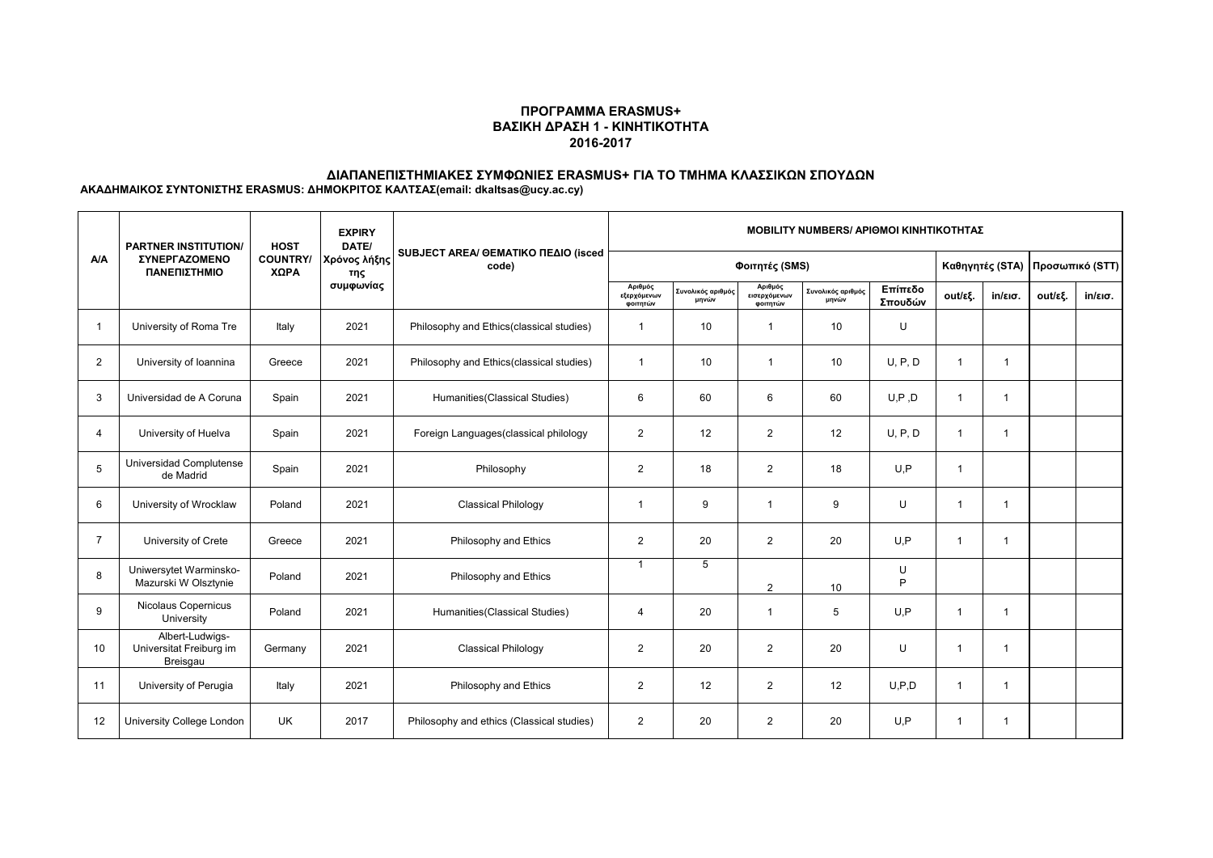**ΠΡΟΓΡΑΜΜΑ ERASMUS+**
**ΒΑΣΙΚΗ ΔΡΑΣΗ 1 - ΚΙΝΗΤΙΚΟΤΗΤΑ**
**2016-2017**

**ΔΙΑΠΑΝΕΠΙΣΤΗΜΙΑΚΕΣ ΣΥΜΦΩΝΙΕΣ ERASMUS+ ΓΙΑ ΤΟ ΤΜΗΜΑ ΚΛΑΣΣΙΚΩΝ ΣΠΟΥΔΩΝ**

**ΑΚΑΔΗΜΑΙΚΟΣ ΣΥΝΤΟΝΙΣΤΗΣ ERASMUS: ΔΗΜΟΚΡΙΤΟΣ ΚΑΛΤΣΑΣ(email: dkaltsas@ucy.ac.cy)**

| A/A | PARTNER INSTITUTION/ ΣΥΝΕΡΓΑΖΟΜΕΝΟ ΠΑΝΕΠΙΣΤΗΜΙΟ | HOST COUNTRY/ ΧΩΡΑ | EXPIRY DATE/ Χρόνος λήξης της συμφωνίας | SUBJECT AREA/ ΘΕΜΑΤΙΚΟ ΠΕΔΙΟ (isced code) | MOBILITY NUMBERS/ ΑΡΙΘΜΟΙ ΚΙΝΗΤΙΚΟΤΗΤΑΣ | | | | | | | | |
|---|---|---|---|---|---|---|---|---|---|---|---|---|---|
| | | | | | Φοιτητές (SMS) | | | | | Καθηγητές (STA) | | Προσωπικό (STT) | |
| | | | | | Αριθμός εξερχόμενων φοιτητών | Συνολικός αριθμός μηνών | Αριθμός εισερχόμενων φοιτητών | Συνολικός αριθμός μηνών | Επίπεδο Σπουδών | out/εξ. | in/εισ. | out/εξ. | in/εισ. |
| 1 | University of Roma Tre | Italy | 2021 | Philosophy and Ethics(classical studies) | 1 | 10 | 1 | 10 | U | | | | |
| 2 | University of Ioannina | Greece | 2021 | Philosophy and Ethics(classical studies) | 1 | 10 | 1 | 10 | U, P, D | 1 | 1 | | |
| 3 | Universidad de A Coruna | Spain | 2021 | Humanities(Classical Studies) | 6 | 60 | 6 | 60 | U,P ,D | 1 | 1 | | |
| 4 | University of Huelva | Spain | 2021 | Foreign Languages(classical philology | 2 | 12 | 2 | 12 | U, P, D | 1 | 1 | | |
| 5 | Universidad Complutense de Madrid | Spain | 2021 | Philosophy | 2 | 18 | 2 | 18 | U,P | 1 | | | |
| 6 | University of Wrocklaw | Poland | 2021 | Classical Philology | 1 | 9 | 1 | 9 | U | 1 | 1 | | |
| 7 | University of Crete | Greece | 2021 | Philosophy and Ethics | 2 | 20 | 2 | 20 | U,P | 1 | 1 | | |
| 8 | Uniwersytet Warminsko-Mazurski W Olsztynie | Poland | 2021 | Philosophy and Ethics | 1 | 5 | 2 | 10 | U P | | | | |
| 9 | Nicolaus Copernicus University | Poland | 2021 | Humanities(Classical Studies) | 4 | 20 | 1 | 5 | U,P | 1 | 1 | | |
| 10 | Albert-Ludwigs-Universitat Freiburg im Breisgau | Germany | 2021 | Classical Philology | 2 | 20 | 2 | 20 | U | 1 | 1 | | |
| 11 | University of Perugia | Italy | 2021 | Philosophy and Ethics | 2 | 12 | 2 | 12 | U,P,D | 1 | 1 | | |
| 12 | University College London | UK | 2017 | Philosophy and ethics (Classical studies) | 2 | 20 | 2 | 20 | U,P | 1 | 1 | | |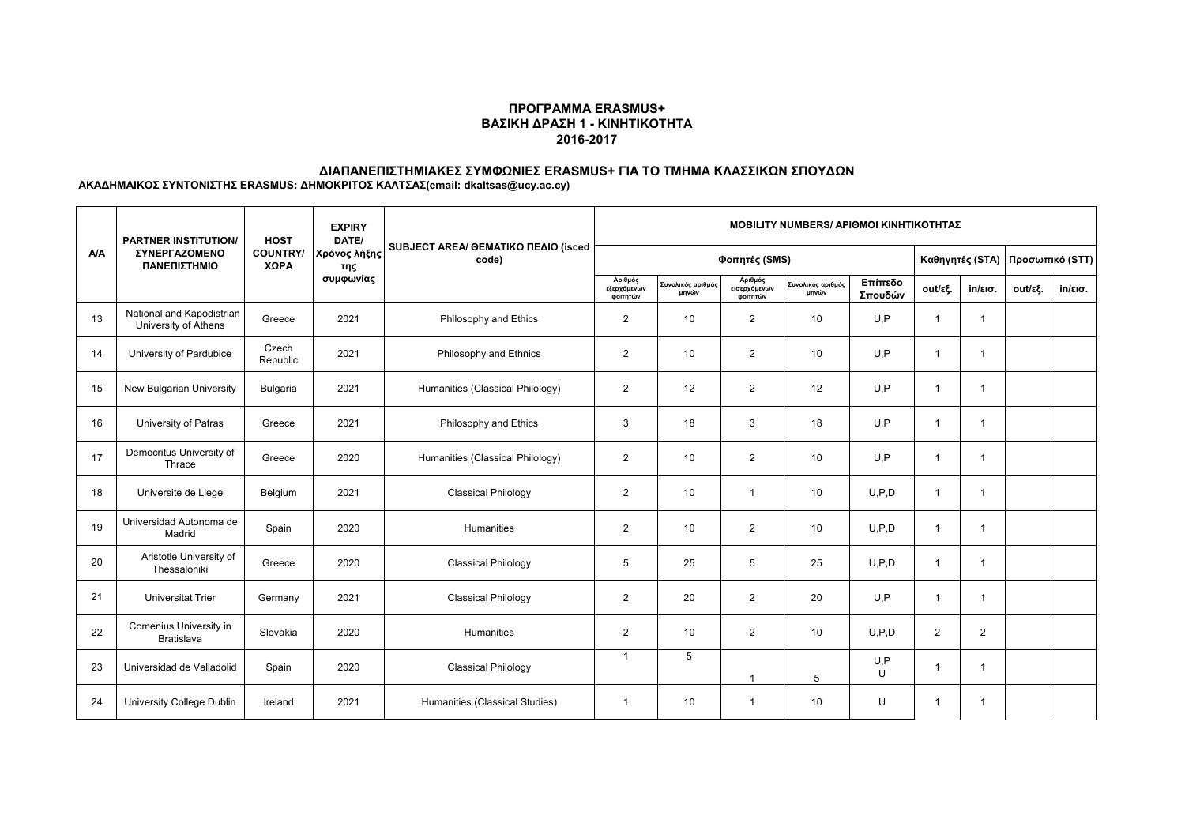**ΠΡΟΓΡΑΜΜΑ ERASMUS+**
**ΒΑΣΙΚΗ ΔΡΑΣΗ 1 - ΚΙΝΗΤΙΚΟΤΗΤΑ**
**2016-2017**

**ΔΙΑΠΑΝΕΠΙΣΤΗΜΙΑΚΕΣ ΣΥΜΦΩΝΙΕΣ ERASMUS+ ΓΙΑ ΤΟ ΤΜΗΜΑ ΚΛΑΣΣΙΚΩΝ ΣΠΟΥΔΩΝ**
**ΑΚΑΔΗΜΑΙΚΟΣ ΣΥΝΤΟΝΙΣΤΗΣ ERASMUS: ΔΗΜΟΚΡΙΤΟΣ ΚΑΛΤΣΑΣ(email: dkaltsas@ucy.ac.cy)**

| A/A | PARTNER INSTITUTION/ ΣΥΝΕΡΓΑΖΟΜΕΝΟ ΠΑΝΕΠΙΣΤΗΜΙΟ | HOST COUNTRY/ ΧΩΡΑ | EXPIRY DATE/ Χρόνος λήξης της συμφωνίας | SUBJECT AREA/ ΘΕΜΑΤΙΚΟ ΠΕΔΙΟ (isced code) | MOBILITY NUMBERS/ ΑΡΙΘΜΟΙ ΚΙΝΗΤΙΚΟΤΗΤΑΣ | | | | | | | | |
|---|---|---|---|---|---|---|---|---|---|---|---|---|---|
| | | | | | Φοιτητές (SMS) | | | | | Καθηγητές (STA) | | Προσωπικό (STT) | |
| | | | | | Αριθμός εξερχόμενων φοιτητών | Συνολικός αριθμός μηνών | Αριθμός εισερχόμενων φοιτητών | Συνολικός αριθμός μηνών | Επίπεδο Σπουδών | out/εξ. | in/εισ. | out/εξ. | in/εισ. |
| 13 | National and Kapodistrian University of Athens | Greece | 2021 | Philosophy and Ethics | 2 | 10 | 2 | 10 | U,P | 1 | 1 | | |
| 14 | University of Pardubice | Czech Republic | 2021 | Philosophy and Ethnics | 2 | 10 | 2 | 10 | U,P | 1 | 1 | | |
| 15 | New Bulgarian University | Bulgaria | 2021 | Humanities (Classical Philology) | 2 | 12 | 2 | 12 | U,P | 1 | 1 | | |
| 16 | University of Patras | Greece | 2021 | Philosophy and Ethics | 3 | 18 | 3 | 18 | U,P | 1 | 1 | | |
| 17 | Democritus University of Thrace | Greece | 2020 | Humanities (Classical Philology) | 2 | 10 | 2 | 10 | U,P | 1 | 1 | | |
| 18 | Universite de Liege | Belgium | 2021 | Classical Philology | 2 | 10 | 1 | 10 | U,P,D | 1 | 1 | | |
| 19 | Universidad Autonoma de Madrid | Spain | 2020 | Humanities | 2 | 10 | 2 | 10 | U,P,D | 1 | 1 | | |
| 20 | Aristotle University of Thessaloniki | Greece | 2020 | Classical Philology | 5 | 25 | 5 | 25 | U,P,D | 1 | 1 | | |
| 21 | Universitat Trier | Germany | 2021 | Classical Philology | 2 | 20 | 2 | 20 | U,P | 1 | 1 | | |
| 22 | Comenius University in Bratislava | Slovakia | 2020 | Humanities | 2 | 10 | 2 | 10 | U,P,D | 2 | 2 | | |
| 23 | Universidad de Valladolid | Spain | 2020 | Classical Philology | 1 | 5 | 1 | 5 | U,P U | 1 | 1 | | |
| 24 | University College Dublin | Ireland | 2021 | Humanities (Classical Studies) | 1 | 10 | 1 | 10 | U | 1 | 1 | | |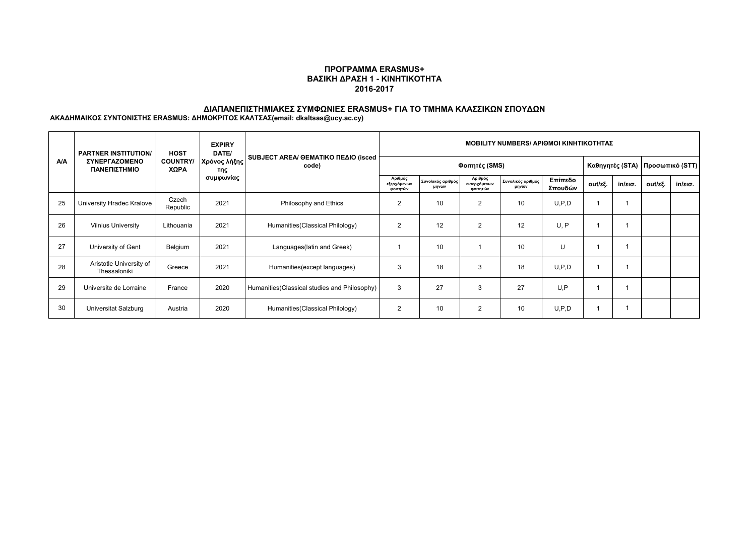**ΠΡΟΓΡΑΜΜΑ ERASMUS+**
**ΒΑΣΙΚΗ ΔΡΑΣΗ 1 - ΚΙΝΗΤΙΚΟΤΗΤΑ**
**2016-2017**

**ΔΙΑΠΑΝΕΠΙΣΤΗΜΙΑΚΕΣ ΣΥΜΦΩΝΙΕΣ ERASMUS+ ΓΙΑ ΤΟ ΤΜΗΜΑ ΚΛΑΣΣΙΚΩΝ ΣΠΟΥΔΩΝ**
**ΑΚΑΔΗΜΑΙΚΟΣ ΣΥΝΤΟΝΙΣΤΗΣ ERASMUS: ΔΗΜΟΚΡΙΤΟΣ ΚΑΛΤΣΑΣ(email: dkaltsas@ucy.ac.cy)**

| A/A | PARTNER INSTITUTION/ ΣΥΝΕΡΓΑΖΟΜΕΝΟ ΠΑΝΕΠΙΣΤΗΜΙΟ | HOST COUNTRY/ ΧΩΡΑ | EXPIRY DATE/ Χρόνος λήξης της συμφωνίας | SUBJECT AREA/ ΘΕΜΑΤΙΚΟ ΠΕΔΙΟ (isced code) | MOBILITY NUMBERS/ ΑΡΙΘΜΟΙ ΚΙΝΗΤΙΚΟΤΗΤΑΣ | | | | | | | | |
|---|---|---|---|---|---|---|---|---|---|---|---|---|---|
| | | | | | Φοιτητές (SMS) | | | | | Καθηγητές (STA) | | Προσωπικό (STT) | |
| | | | | | Αριθμός εξερχόμενων φοιτητών | Συνολικός αριθμός μηνών | Αριθμός εισερχόμενων φοιτητών | Συνολικός αριθμός μηνών | Επίπεδο Σπουδών | out/εξ. | in/εισ. | out/εξ. | in/εισ. |
| 25 | University Hradec Kralove | Czech Republic | 2021 | Philosophy and Ethics | 2 | 10 | 2 | 10 | U,P,D | 1 | 1 | | |
| 26 | Vilnius University | Lithouania | 2021 | Humanities(Classical Philology) | 2 | 12 | 2 | 12 | U, P | 1 | 1 | | |
| 27 | University of Gent | Belgium | 2021 | Languages(latin and Greek) | 1 | 10 | 1 | 10 | U | 1 | 1 | | |
| 28 | Aristotle University of Thessaloniki | Greece | 2021 | Humanities(except languages) | 3 | 18 | 3 | 18 | U,P,D | 1 | 1 | | |
| 29 | Universite de Lorraine | France | 2020 | Humanities(Classical studies and Philosophy) | 3 | 27 | 3 | 27 | U,P | 1 | 1 | | |
| 30 | Universitat Salzburg | Austria | 2020 | Humanities(Classical Philology) | 2 | 10 | 2 | 10 | U,P,D | 1 | 1 | | |